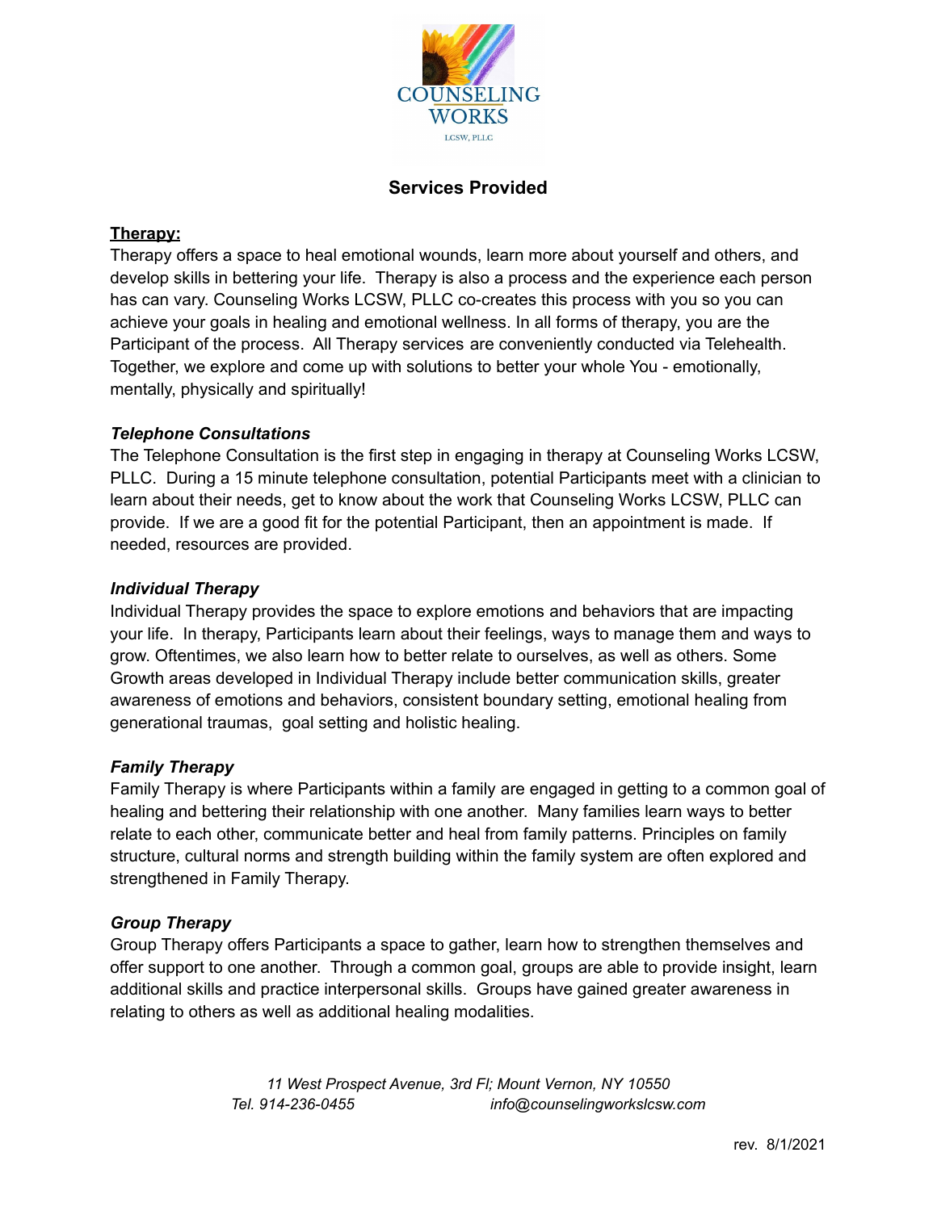COUNSELING WORKS
LCSW, PLLC

# Services Provided

## Therapy:

Therapy offers a space to heal emotional wounds, learn more about yourself and others, and develop skills in bettering your life. Therapy is also a process and the experience each person has can vary. Counseling Works LCSW, PLLC co-creates this process with you so you can achieve your goals in healing and emotional wellness. In all forms of therapy, you are the Participant of the process. All Therapy services are conveniently conducted via Telehealth. Together, we explore and come up with solutions to better your whole You - emotionally, mentally, physically and spiritually!

### *Telephone Consultations*

The Telephone Consultation is the first step in engaging in therapy at Counseling Works LCSW, PLLC. During a 15 minute telephone consultation, potential Participants meet with a clinician to learn about their needs, get to know about the work that Counseling Works LCSW, PLLC can provide. If we are a good fit for the potential Participant, then an appointment is made. If needed, resources are provided.

### *Individual Therapy*

Individual Therapy provides the space to explore emotions and behaviors that are impacting your life. In therapy, Participants learn about their feelings, ways to manage them and ways to grow. Oftentimes, we also learn how to better relate to ourselves, as well as others. Some Growth areas developed in Individual Therapy include better communication skills, greater awareness of emotions and behaviors, consistent boundary setting, emotional healing from generational traumas, goal setting and holistic healing.

### *Family Therapy*

Family Therapy is where Participants within a family are engaged in getting to a common goal of healing and bettering their relationship with one another. Many families learn ways to better relate to each other, communicate better and heal from family patterns. Principles on family structure, cultural norms and strength building within the family system are often explored and strengthened in Family Therapy.

### *Group Therapy*

Group Therapy offers Participants a space to gather, learn how to strengthen themselves and offer support to one another. Through a common goal, groups are able to provide insight, learn additional skills and practice interpersonal skills. Groups have gained greater awareness in relating to others as well as additional healing modalities.

*11 West Prospect Avenue, 3rd Fl; Mount Vernon, NY 10550*
*Tel. 914-236-0455* *info@counselingworkslcsw.com*

rev. 8/1/2021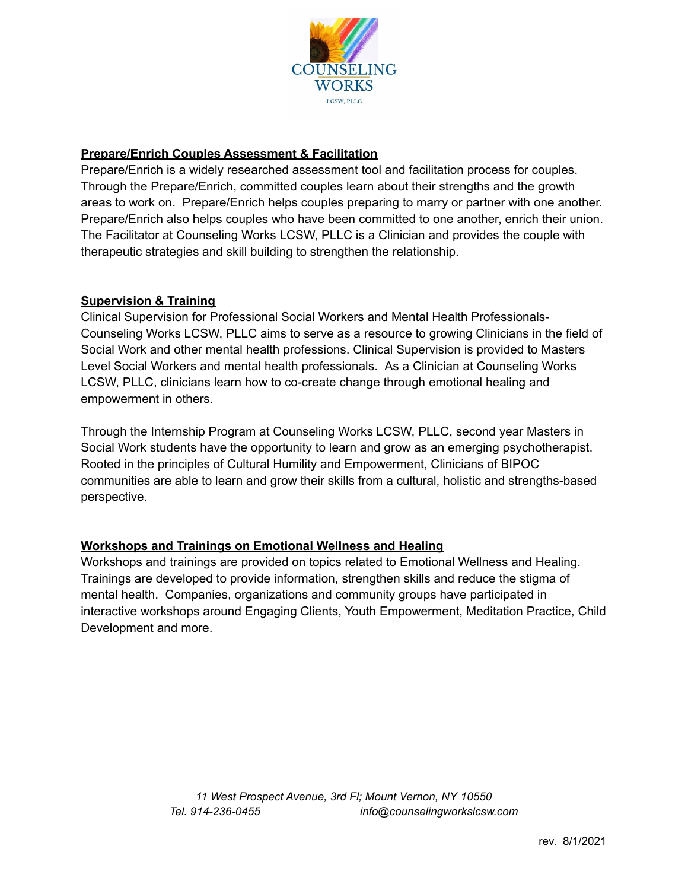COUNSELING WORKS

LCSW, PLLC

**Prepare/Enrich Couples Assessment & Facilitation**

Prepare/Enrich is a widely researched assessment tool and facilitation process for couples. Through the Prepare/Enrich, committed couples learn about their strengths and the growth areas to work on. Prepare/Enrich helps couples preparing to marry or partner with one another. Prepare/Enrich also helps couples who have been committed to one another, enrich their union. The Facilitator at Counseling Works LCSW, PLLC is a Clinician and provides the couple with therapeutic strategies and skill building to strengthen the relationship.

**Supervision & Training**

Clinical Supervision for Professional Social Workers and Mental Health Professionals- Counseling Works LCSW, PLLC aims to serve as a resource to growing Clinicians in the field of Social Work and other mental health professions. Clinical Supervision is provided to Masters Level Social Workers and mental health professionals. As a Clinician at Counseling Works LCSW, PLLC, clinicians learn how to co-create change through emotional healing and empowerment in others.

Through the Internship Program at Counseling Works LCSW, PLLC, second year Masters in Social Work students have the opportunity to learn and grow as an emerging psychotherapist. Rooted in the principles of Cultural Humility and Empowerment, Clinicians of BIPOC communities are able to learn and grow their skills from a cultural, holistic and strengths-based perspective.

**Workshops and Trainings on Emotional Wellness and Healing**

Workshops and trainings are provided on topics related to Emotional Wellness and Healing. Trainings are developed to provide information, strengthen skills and reduce the stigma of mental health. Companies, organizations and community groups have participated in interactive workshops around Engaging Clients, Youth Empowerment, Meditation Practice, Child Development and more.

*11 West Prospect Avenue, 3rd Fl; Mount Vernon, NY 10550*
*Tel. 914-236-0455* *info@counselingworkslcsw.com*

rev. 8/1/2021